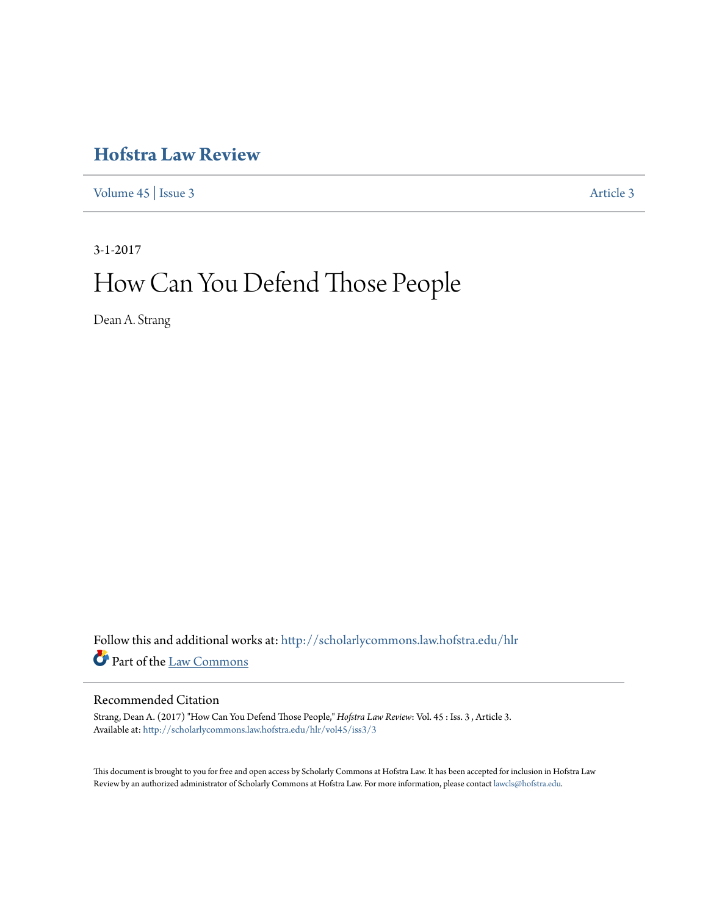# Hofstra Law Review

Volume 45 | Issue 3 Article 3

3-1-2017

# How Can You Defend Those People

Dean A. Strang

Follow this and additional works at: http://scholarlycommons.law.hofstra.edu/hlr

Part of the Law Commons

## Recommended Citation

Strang, Dean A. (2017) "How Can You Defend Those People," *Hofstra Law Review*: Vol. 45 : Iss. 3 , Article 3.
Available at: http://scholarlycommons.law.hofstra.edu/hlr/vol45/iss3/3

This document is brought to you for free and open access by Scholarly Commons at Hofstra Law. It has been accepted for inclusion in Hofstra Law Review by an authorized administrator of Scholarly Commons at Hofstra Law. For more information, please contact lawcls@hofstra.edu.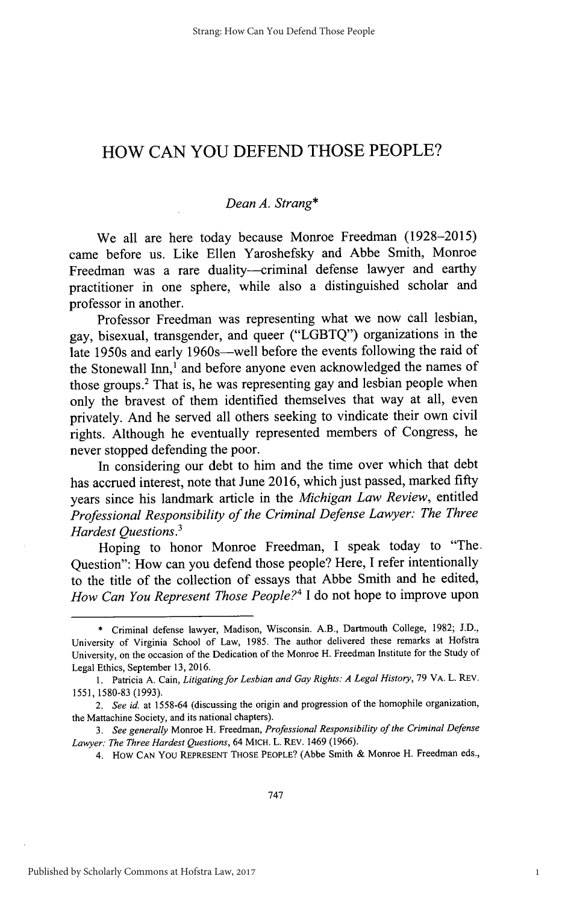# HOW CAN YOU DEFEND THOSE PEOPLE?

*Dean A. Strang\**

We all are here today because Monroe Freedman (1928–2015) came before us. Like Ellen Yaroshefsky and Abbe Smith, Monroe Freedman was a rare duality—criminal defense lawyer and earthy practitioner in one sphere, while also a distinguished scholar and professor in another.

Professor Freedman was representing what we now call lesbian, gay, bisexual, transgender, and queer ("LGBTQ") organizations in the late 1950s and early 1960s—well before the events following the raid of the Stonewall Inn,[1] and before anyone even acknowledged the names of those groups.[2] That is, he was representing gay and lesbian people when only the bravest of them identified themselves that way at all, even privately. And he served all others seeking to vindicate their own civil rights. Although he eventually represented members of Congress, he never stopped defending the poor.

In considering our debt to him and the time over which that debt has accrued interest, note that June 2016, which just passed, marked fifty years since his landmark article in the *Michigan Law Review*, entitled *Professional Responsibility of the Criminal Defense Lawyer: The Three Hardest Questions*.[3]

Hoping to honor Monroe Freedman, I speak today to "The Question": How can you defend those people? Here, I refer intentionally to the title of the collection of essays that Abbe Smith and he edited, *How Can You Represent Those People?*[4] I do not hope to improve upon

---

\* Criminal defense lawyer, Madison, Wisconsin. A.B., Dartmouth College, 1982; J.D., University of Virginia School of Law, 1985. The author delivered these remarks at Hofstra University, on the occasion of the Dedication of the Monroe H. Freedman Institute for the Study of Legal Ethics, September 13, 2016.

1. Patricia A. Cain, *Litigating for Lesbian and Gay Rights: A Legal History*, 79 VA. L. REV. 1551, 1580-83 (1993).

2. *See id.* at 1558-64 (discussing the origin and progression of the homophile organization, the Mattachine Society, and its national chapters).

3. *See generally* Monroe H. Freedman, *Professional Responsibility of the Criminal Defense Lawyer: The Three Hardest Questions*, 64 MICH. L. REV. 1469 (1966).

4. HOW CAN YOU REPRESENT THOSE PEOPLE? (Abbe Smith & Monroe H. Freedman eds.,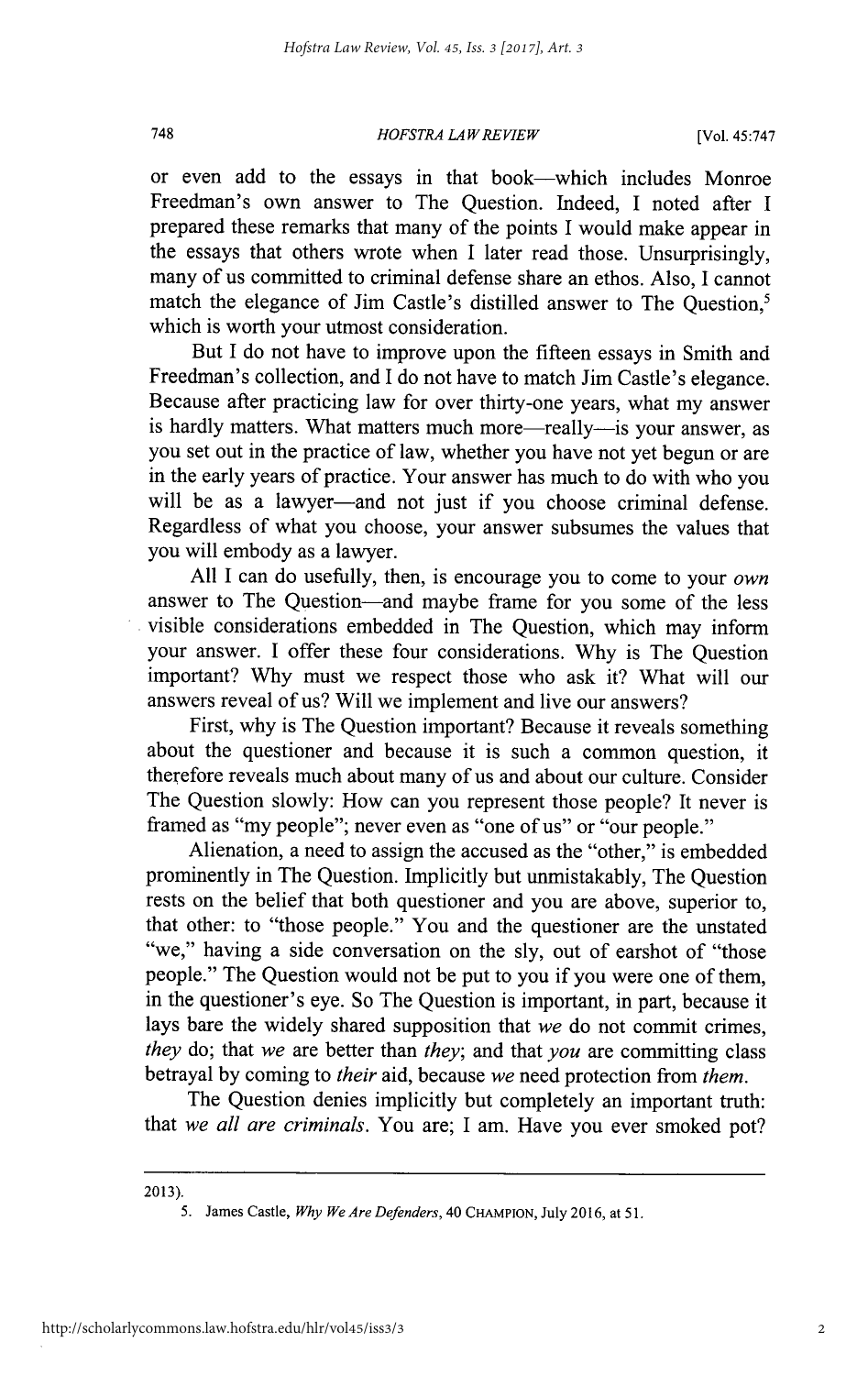or even add to the essays in that book—which includes Monroe Freedman's own answer to The Question. Indeed, I noted after I prepared these remarks that many of the points I would make appear in the essays that others wrote when I later read those. Unsurprisingly, many of us committed to criminal defense share an ethos. Also, I cannot match the elegance of Jim Castle's distilled answer to The Question,[5] which is worth your utmost consideration.

But I do not have to improve upon the fifteen essays in Smith and Freedman's collection, and I do not have to match Jim Castle's elegance. Because after practicing law for over thirty-one years, what my answer is hardly matters. What matters much more—really—is your answer, as you set out in the practice of law, whether you have not yet begun or are in the early years of practice. Your answer has much to do with who you will be as a lawyer—and not just if you choose criminal defense. Regardless of what you choose, your answer subsumes the values that you will embody as a lawyer.

All I can do usefully, then, is encourage you to come to your *own* answer to The Question—and maybe frame for you some of the less visible considerations embedded in The Question, which may inform your answer. I offer these four considerations. Why is The Question important? Why must we respect those who ask it? What will our answers reveal of us? Will we implement and live our answers?

First, why is The Question important? Because it reveals something about the questioner and because it is such a common question, it therefore reveals much about many of us and about our culture. Consider The Question slowly: How can you represent those people? It never is framed as "my people"; never even as "one of us" or "our people."

Alienation, a need to assign the accused as the "other," is embedded prominently in The Question. Implicitly but unmistakably, The Question rests on the belief that both questioner and you are above, superior to, that other: to "those people." You and the questioner are the unstated "we," having a side conversation on the sly, out of earshot of "those people." The Question would not be put to you if you were one of them, in the questioner's eye. So The Question is important, in part, because it lays bare the widely shared supposition that *we* do not commit crimes, *they* do; that *we* are better than *they*; and that *you* are committing class betrayal by coming to *their* aid, because *we* need protection from *them*.

The Question denies implicitly but completely an important truth: that *we all are criminals*. You are; I am. Have you ever smoked pot?

---

2013).

5. James Castle, *Why We Are Defenders*, 40 CHAMPION, July 2016, at 51.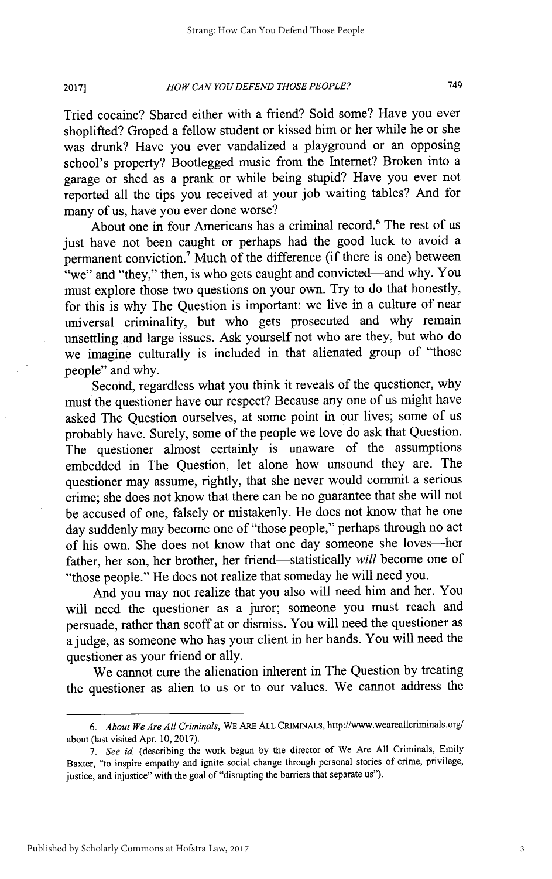Tried cocaine? Shared either with a friend? Sold some? Have you ever shoplifted? Groped a fellow student or kissed him or her while he or she was drunk? Have you ever vandalized a playground or an opposing school's property? Bootlegged music from the Internet? Broken into a garage or shed as a prank or while being stupid? Have you ever not reported all the tips you received at your job waiting tables? And for many of us, have you ever done worse?

About one in four Americans has a criminal record.[6] The rest of us just have not been caught or perhaps had the good luck to avoid a permanent conviction.[7] Much of the difference (if there is one) between "we" and "they," then, is who gets caught and convicted—and why. You must explore those two questions on your own. Try to do that honestly, for this is why The Question is important: we live in a culture of near universal criminality, but who gets prosecuted and why remain unsettling and large issues. Ask yourself not who are they, but who do we imagine culturally is included in that alienated group of "those people" and why.

Second, regardless what you think it reveals of the questioner, why must the questioner have our respect? Because any one of us might have asked The Question ourselves, at some point in our lives; some of us probably have. Surely, some of the people we love do ask that Question. The questioner almost certainly is unaware of the assumptions embedded in The Question, let alone how unsound they are. The questioner may assume, rightly, that she never would commit a serious crime; she does not know that there can be no guarantee that she will not be accused of one, falsely or mistakenly. He does not know that he one day suddenly may become one of "those people," perhaps through no act of his own. She does not know that one day someone she loves—her father, her son, her brother, her friend—statistically *will* become one of "those people." He does not realize that someday he will need you.

And you may not realize that you also will need him and her. You will need the questioner as a juror; someone you must reach and persuade, rather than scoff at or dismiss. You will need the questioner as a judge, as someone who has your client in her hands. You will need the questioner as your friend or ally.

We cannot cure the alienation inherent in The Question by treating the questioner as alien to us or to our values. We cannot address the

---

6. *About We Are All Criminals*, WE ARE ALL CRIMINALS, http://www.weareallcriminals.org/about (last visited Apr. 10, 2017).

7. *See id.* (describing the work begun by the director of We Are All Criminals, Emily Baxter, "to inspire empathy and ignite social change through personal stories of crime, privilege, justice, and injustice" with the goal of "disrupting the barriers that separate us").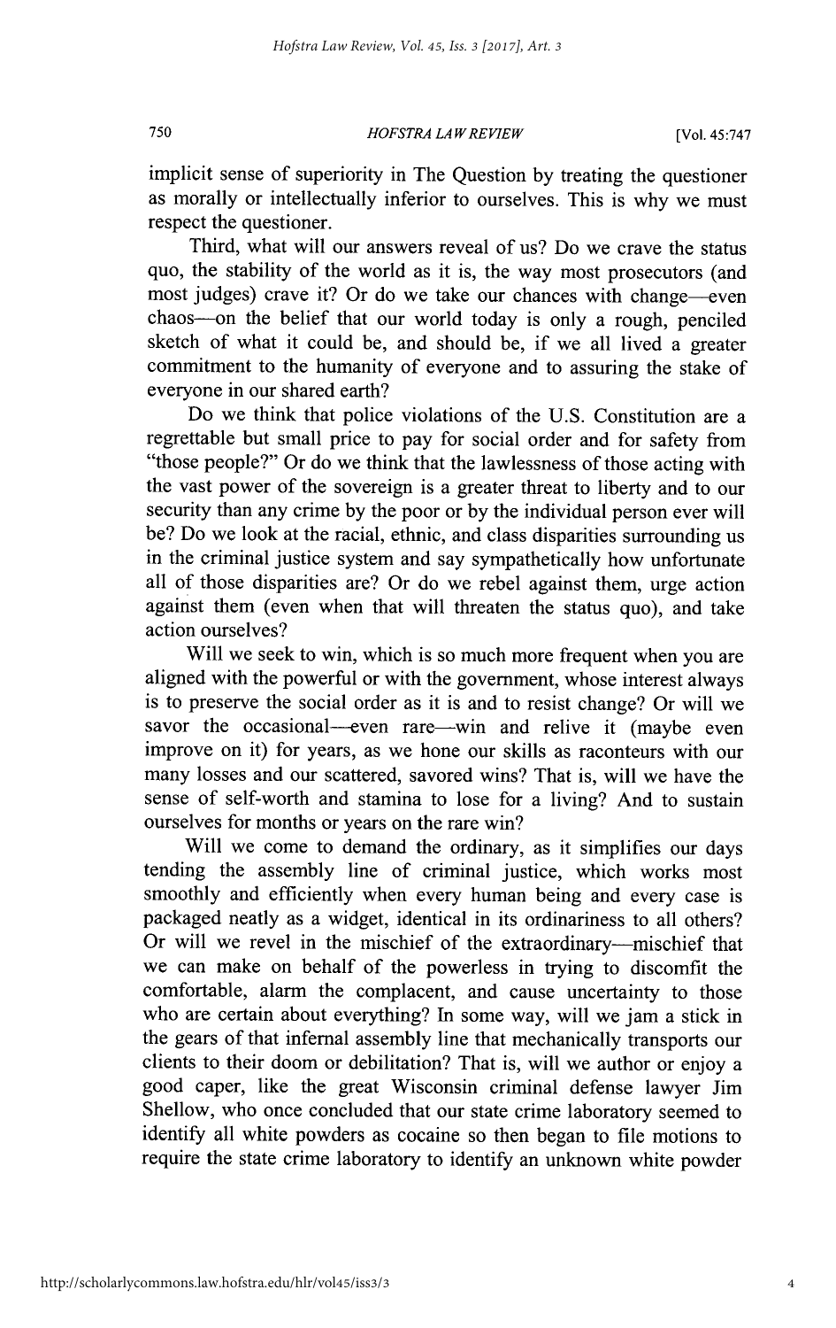implicit sense of superiority in The Question by treating the questioner as morally or intellectually inferior to ourselves. This is why we must respect the questioner.

Third, what will our answers reveal of us? Do we crave the status quo, the stability of the world as it is, the way most prosecutors (and most judges) crave it? Or do we take our chances with change—even chaos—on the belief that our world today is only a rough, penciled sketch of what it could be, and should be, if we all lived a greater commitment to the humanity of everyone and to assuring the stake of everyone in our shared earth?

Do we think that police violations of the U.S. Constitution are a regrettable but small price to pay for social order and for safety from "those people?" Or do we think that the lawlessness of those acting with the vast power of the sovereign is a greater threat to liberty and to our security than any crime by the poor or by the individual person ever will be? Do we look at the racial, ethnic, and class disparities surrounding us in the criminal justice system and say sympathetically how unfortunate all of those disparities are? Or do we rebel against them, urge action against them (even when that will threaten the status quo), and take action ourselves?

Will we seek to win, which is so much more frequent when you are aligned with the powerful or with the government, whose interest always is to preserve the social order as it is and to resist change? Or will we savor the occasional—even rare—win and relive it (maybe even improve on it) for years, as we hone our skills as raconteurs with our many losses and our scattered, savored wins? That is, will we have the sense of self-worth and stamina to lose for a living? And to sustain ourselves for months or years on the rare win?

Will we come to demand the ordinary, as it simplifies our days tending the assembly line of criminal justice, which works most smoothly and efficiently when every human being and every case is packaged neatly as a widget, identical in its ordinariness to all others? Or will we revel in the mischief of the extraordinary—mischief that we can make on behalf of the powerless in trying to discomfit the comfortable, alarm the complacent, and cause uncertainty to those who are certain about everything? In some way, will we jam a stick in the gears of that infernal assembly line that mechanically transports our clients to their doom or debilitation? That is, will we author or enjoy a good caper, like the great Wisconsin criminal defense lawyer Jim Shellow, who once concluded that our state crime laboratory seemed to identify all white powders as cocaine so then began to file motions to require the state crime laboratory to identify an unknown white powder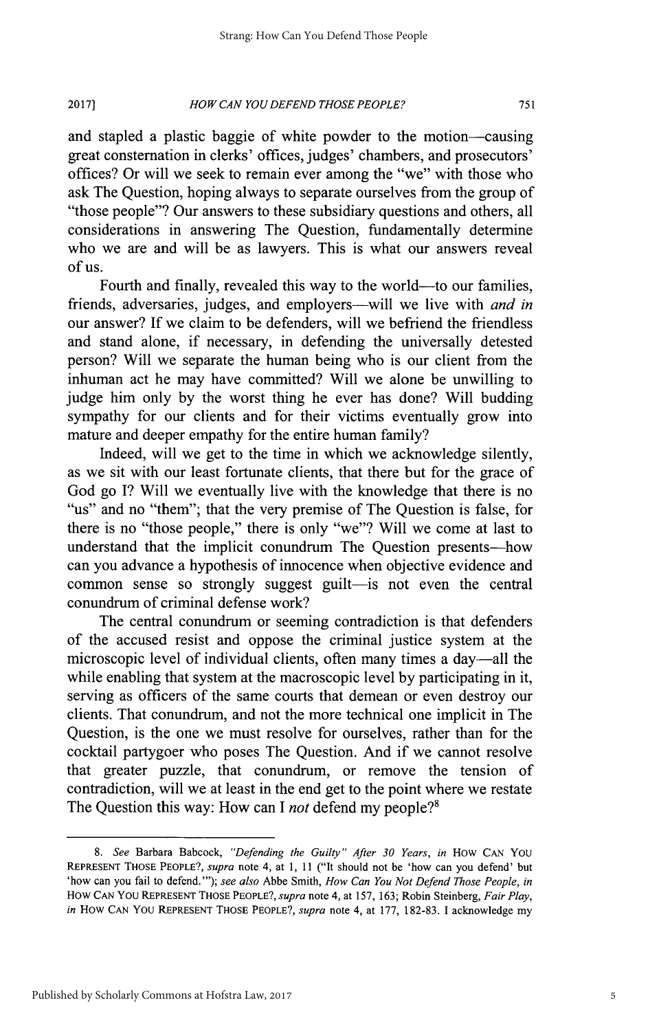and stapled a plastic baggie of white powder to the motion—causing great consternation in clerks' offices, judges' chambers, and prosecutors' offices? Or will we seek to remain ever among the "we" with those who ask The Question, hoping always to separate ourselves from the group of "those people"? Our answers to these subsidiary questions and others, all considerations in answering The Question, fundamentally determine who we are and will be as lawyers. This is what our answers reveal of us.

Fourth and finally, revealed this way to the world—to our families, friends, adversaries, judges, and employers—will we live with *and in* our answer? If we claim to be defenders, will we befriend the friendless and stand alone, if necessary, in defending the universally detested person? Will we separate the human being who is our client from the inhuman act he may have committed? Will we alone be unwilling to judge him only by the worst thing he ever has done? Will budding sympathy for our clients and for their victims eventually grow into mature and deeper empathy for the entire human family?

Indeed, will we get to the time in which we acknowledge silently, as we sit with our least fortunate clients, that there but for the grace of God go I? Will we eventually live with the knowledge that there is no "us" and no "them"; that the very premise of The Question is false, for there is no "those people," there is only "we"? Will we come at last to understand that the implicit conundrum The Question presents—how can you advance a hypothesis of innocence when objective evidence and common sense so strongly suggest guilt—is not even the central conundrum of criminal defense work?

The central conundrum or seeming contradiction is that defenders of the accused resist and oppose the criminal justice system at the microscopic level of individual clients, often many times a day—all the while enabling that system at the macroscopic level by participating in it, serving as officers of the same courts that demean or even destroy our clients. That conundrum, and not the more technical one implicit in The Question, is the one we must resolve for ourselves, rather than for the cocktail partygoer who poses The Question. And if we cannot resolve that greater puzzle, that conundrum, or remove the tension of contradiction, will we at least in the end get to the point where we restate The Question this way: How can I *not* defend my people?[8]

---

8. *See* Barbara Babcock, *"Defending the Guilty" After 30 Years*, *in* HOW CAN YOU REPRESENT THOSE PEOPLE?, *supra* note 4, at 1, 11 ("It should not be 'how can you defend' but 'how can you fail to defend.'"); *see also* Abbe Smith, *How Can You Not Defend Those People*, *in* HOW CAN YOU REPRESENT THOSE PEOPLE?, *supra* note 4, at 157, 163; Robin Steinberg, *Fair Play*, *in* HOW CAN YOU REPRESENT THOSE PEOPLE?, *supra* note 4, at 177, 182-83. I acknowledge my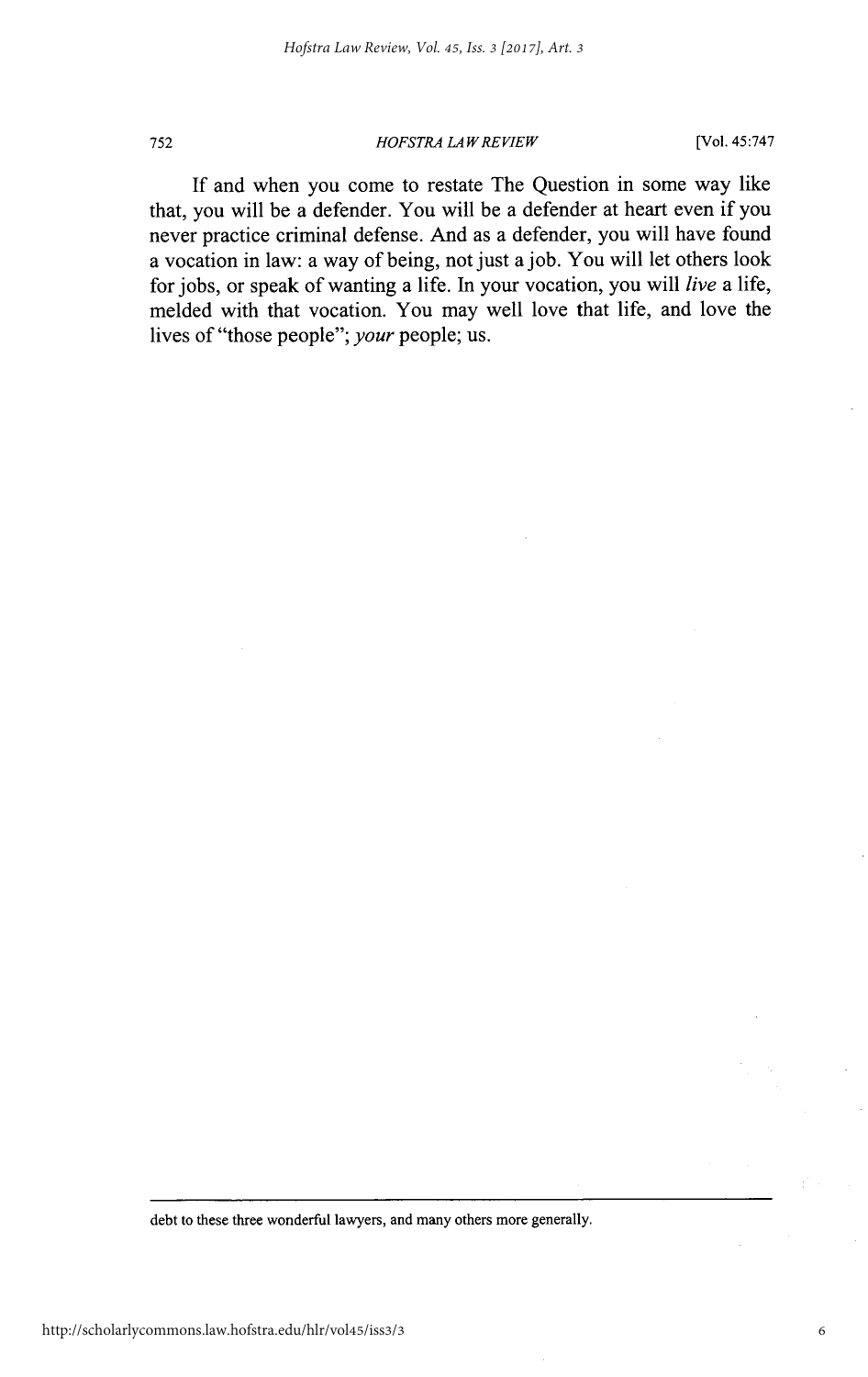If and when you come to restate The Question in some way like that, you will be a defender. You will be a defender at heart even if you never practice criminal defense. And as a defender, you will have found a vocation in law: a way of being, not just a job. You will let others look for jobs, or speak of wanting a life. In your vocation, you will *live* a life, melded with that vocation. You may well love that life, and love the lives of "those people"; *your* people; us.

---

debt to these three wonderful lawyers, and many others more generally.